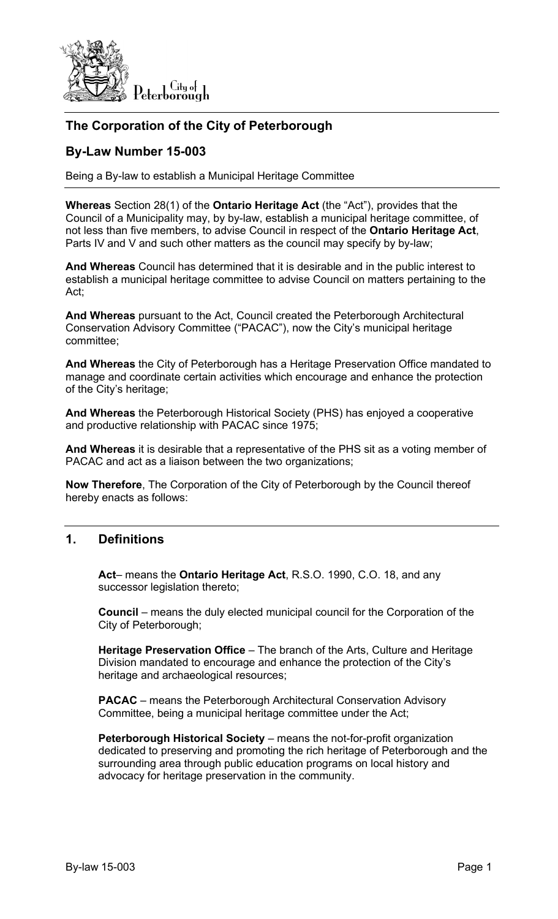City of Peterborough

## The Corporation of the City of Peterborough

## By-Law Number 15-003

Being a By-law to establish a Municipal Heritage Committee

**Whereas** Section 28(1) of the **Ontario Heritage Act** (the "Act"), provides that the Council of a Municipality may, by by-law, establish a municipal heritage committee, of not less than five members, to advise Council in respect of the **Ontario Heritage Act**, Parts IV and V and such other matters as the council may specify by by-law;

**And Whereas** Council has determined that it is desirable and in the public interest to establish a municipal heritage committee to advise Council on matters pertaining to the Act;

**And Whereas** pursuant to the Act, Council created the Peterborough Architectural Conservation Advisory Committee ("PACAC"), now the City's municipal heritage committee;

**And Whereas** the City of Peterborough has a Heritage Preservation Office mandated to manage and coordinate certain activities which encourage and enhance the protection of the City's heritage;

**And Whereas** the Peterborough Historical Society (PHS) has enjoyed a cooperative and productive relationship with PACAC since 1975;

**And Whereas** it is desirable that a representative of the PHS sit as a voting member of PACAC and act as a liaison between the two organizations;

**Now Therefore**, The Corporation of the City of Peterborough by the Council thereof hereby enacts as follows:

## 1. Definitions

**Act**– means the **Ontario Heritage Act**, R.S.O. 1990, C.O. 18, and any successor legislation thereto;

**Council** – means the duly elected municipal council for the Corporation of the City of Peterborough;

**Heritage Preservation Office** – The branch of the Arts, Culture and Heritage Division mandated to encourage and enhance the protection of the City's heritage and archaeological resources;

**PACAC** – means the Peterborough Architectural Conservation Advisory Committee, being a municipal heritage committee under the Act;

**Peterborough Historical Society** – means the not-for-profit organization dedicated to preserving and promoting the rich heritage of Peterborough and the surrounding area through public education programs on local history and advocacy for heritage preservation in the community.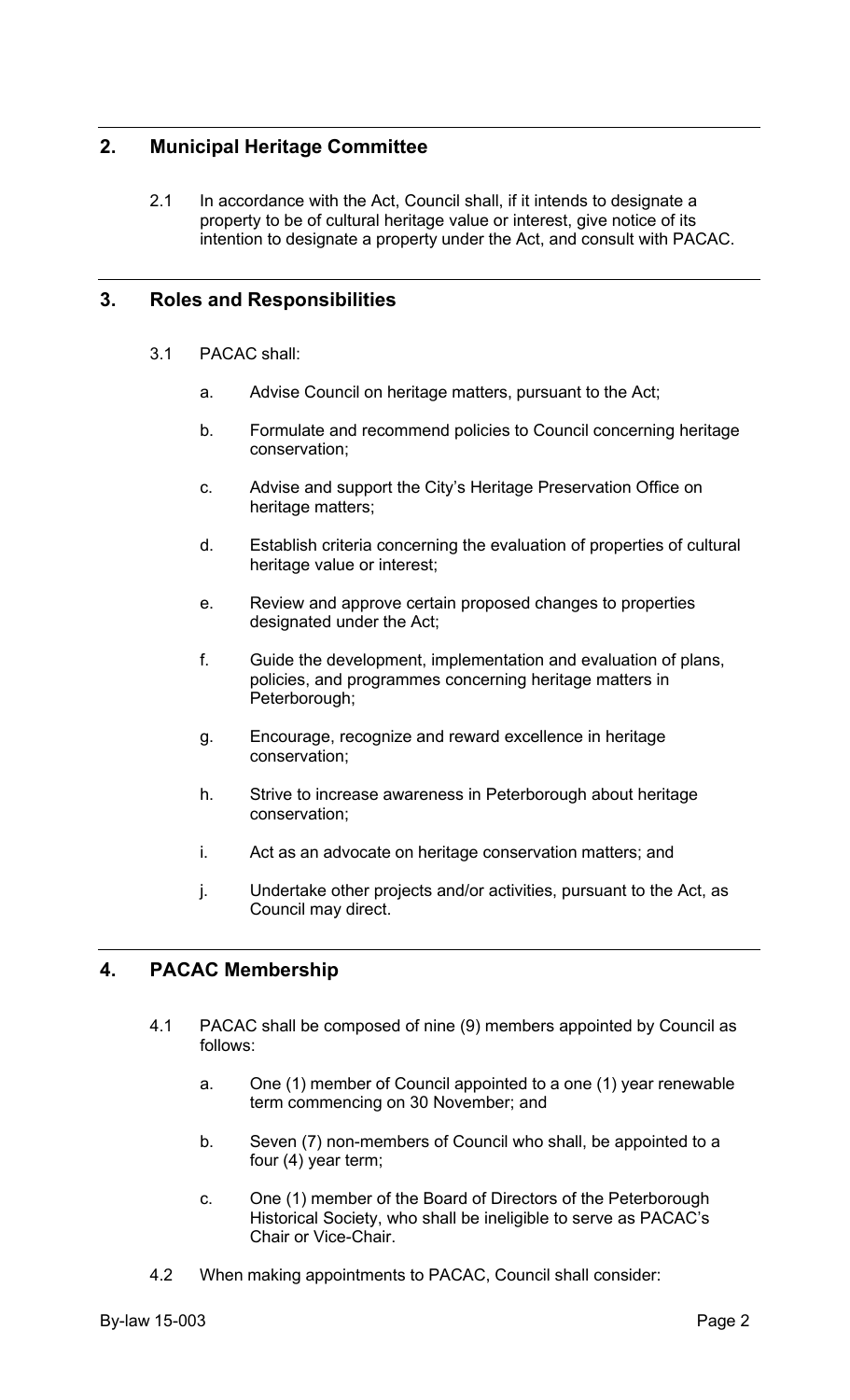## 2. Municipal Heritage Committee

2.1 In accordance with the Act, Council shall, if it intends to designate a property to be of cultural heritage value or interest, give notice of its intention to designate a property under the Act, and consult with PACAC.

## 3. Roles and Responsibilities

3.1 PACAC shall:

a. Advise Council on heritage matters, pursuant to the Act;

b. Formulate and recommend policies to Council concerning heritage conservation;

c. Advise and support the City's Heritage Preservation Office on heritage matters;

d. Establish criteria concerning the evaluation of properties of cultural heritage value or interest;

e. Review and approve certain proposed changes to properties designated under the Act;

f. Guide the development, implementation and evaluation of plans, policies, and programmes concerning heritage matters in Peterborough;

g. Encourage, recognize and reward excellence in heritage conservation;

h. Strive to increase awareness in Peterborough about heritage conservation;

i. Act as an advocate on heritage conservation matters; and

j. Undertake other projects and/or activities, pursuant to the Act, as Council may direct.

## 4. PACAC Membership

4.1 PACAC shall be composed of nine (9) members appointed by Council as follows:

a. One (1) member of Council appointed to a one (1) year renewable term commencing on 30 November; and

b. Seven (7) non-members of Council who shall, be appointed to a four (4) year term;

c. One (1) member of the Board of Directors of the Peterborough Historical Society, who shall be ineligible to serve as PACAC's Chair or Vice-Chair.

4.2 When making appointments to PACAC, Council shall consider: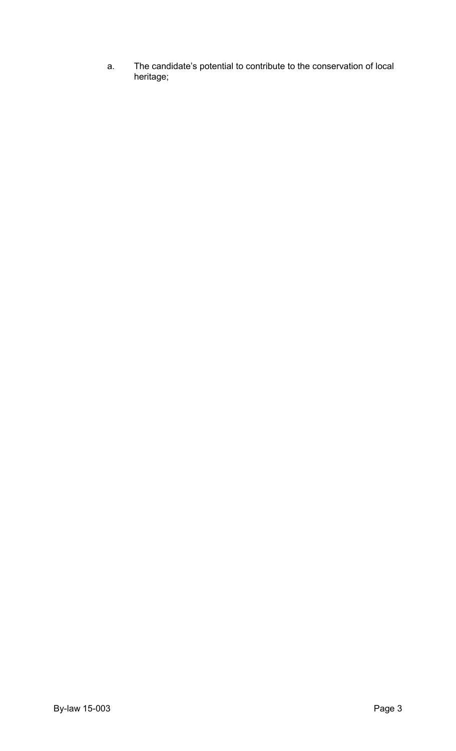a. The candidate's potential to contribute to the conservation of local heritage;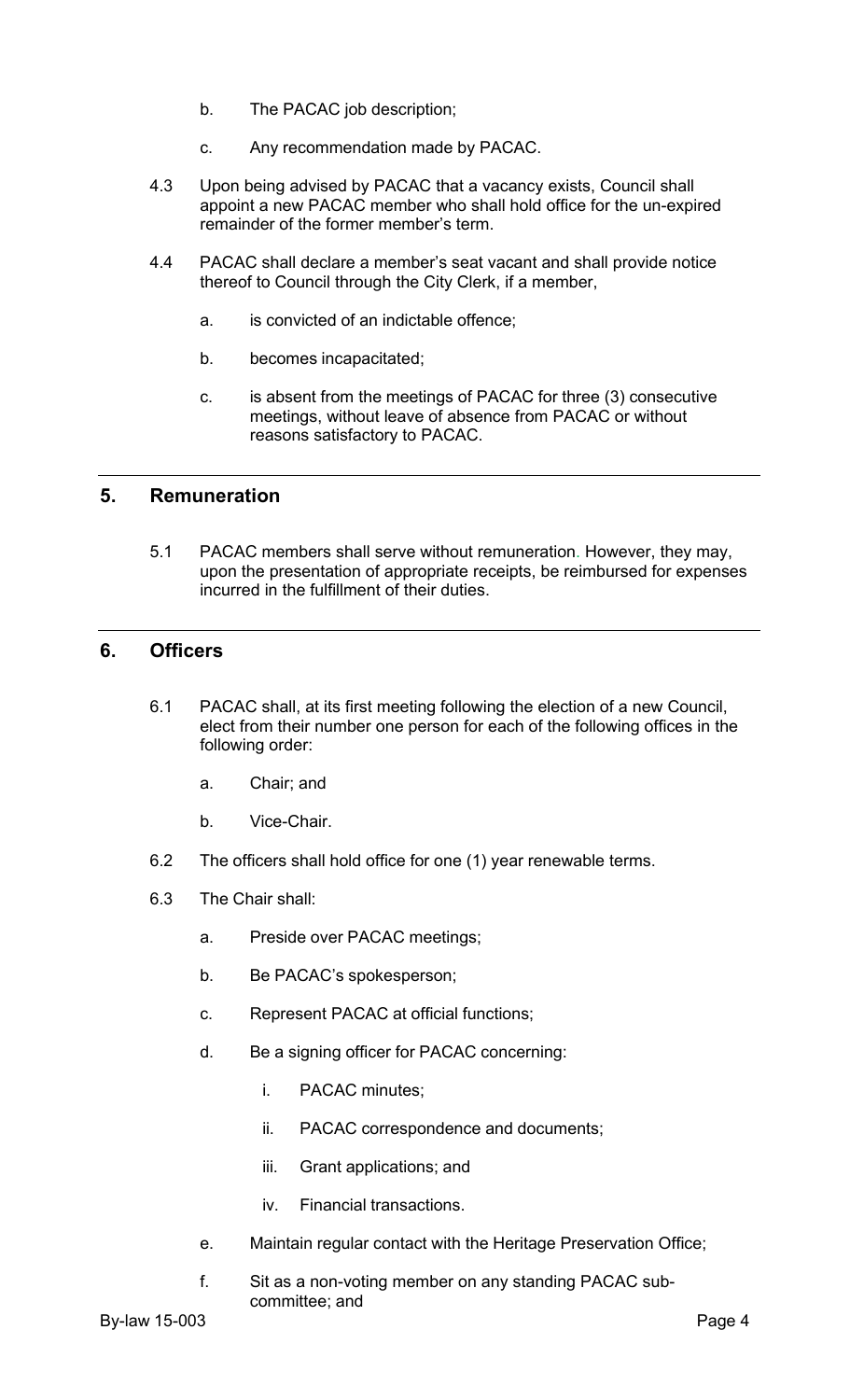b. The PACAC job description;

c. Any recommendation made by PACAC.

4.3 Upon being advised by PACAC that a vacancy exists, Council shall appoint a new PACAC member who shall hold office for the un-expired remainder of the former member's term.

4.4 PACAC shall declare a member's seat vacant and shall provide notice thereof to Council through the City Clerk, if a member,

a. is convicted of an indictable offence;

b. becomes incapacitated;

c. is absent from the meetings of PACAC for three (3) consecutive meetings, without leave of absence from PACAC or without reasons satisfactory to PACAC.

## 5. Remuneration

5.1 PACAC members shall serve without remuneration. However, they may, upon the presentation of appropriate receipts, be reimbursed for expenses incurred in the fulfillment of their duties.

## 6. Officers

6.1 PACAC shall, at its first meeting following the election of a new Council, elect from their number one person for each of the following offices in the following order:

a. Chair; and

b. Vice-Chair.

6.2 The officers shall hold office for one (1) year renewable terms.

6.3 The Chair shall:

a. Preside over PACAC meetings;

b. Be PACAC's spokesperson;

c. Represent PACAC at official functions;

d. Be a signing officer for PACAC concerning:

i. PACAC minutes;

ii. PACAC correspondence and documents;

iii. Grant applications; and

iv. Financial transactions.

e. Maintain regular contact with the Heritage Preservation Office;

f. Sit as a non-voting member on any standing PACAC sub-committee; and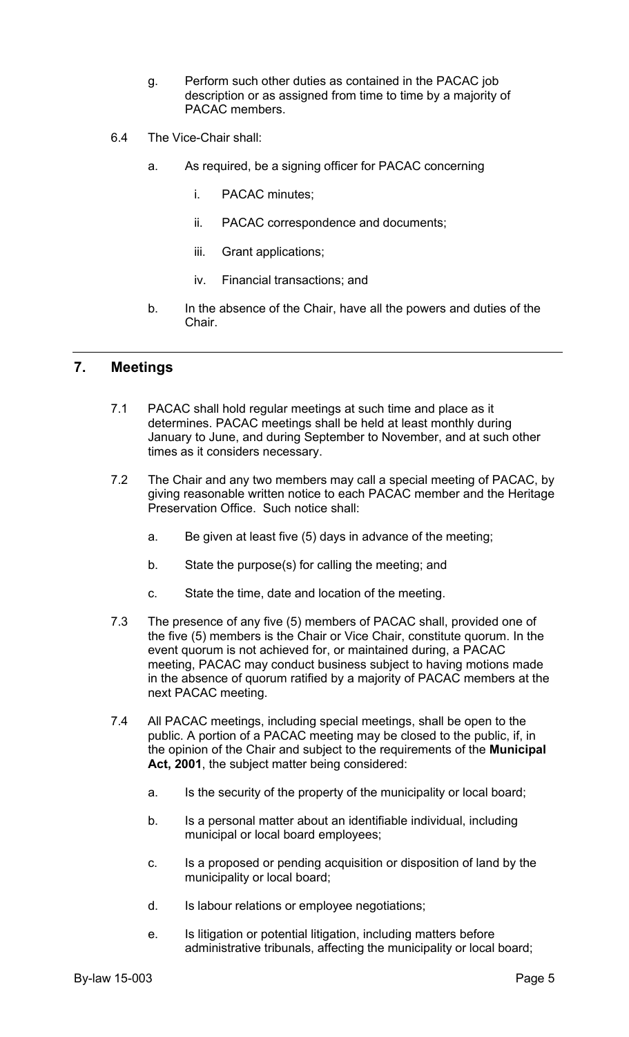g. Perform such other duties as contained in the PACAC job description or as assigned from time to time by a majority of PACAC members.

6.4 The Vice-Chair shall:

a. As required, be a signing officer for PACAC concerning

i. PACAC minutes;

ii. PACAC correspondence and documents;

iii. Grant applications;

iv. Financial transactions; and

b. In the absence of the Chair, have all the powers and duties of the Chair.

---

## 7. Meetings

7.1 PACAC shall hold regular meetings at such time and place as it determines. PACAC meetings shall be held at least monthly during January to June, and during September to November, and at such other times as it considers necessary.

7.2 The Chair and any two members may call a special meeting of PACAC, by giving reasonable written notice to each PACAC member and the Heritage Preservation Office. Such notice shall:

a. Be given at least five (5) days in advance of the meeting;

b. State the purpose(s) for calling the meeting; and

c. State the time, date and location of the meeting.

7.3 The presence of any five (5) members of PACAC shall, provided one of the five (5) members is the Chair or Vice Chair, constitute quorum. In the event quorum is not achieved for, or maintained during, a PACAC meeting, PACAC may conduct business subject to having motions made in the absence of quorum ratified by a majority of PACAC members at the next PACAC meeting.

7.4 All PACAC meetings, including special meetings, shall be open to the public. A portion of a PACAC meeting may be closed to the public, if, in the opinion of the Chair and subject to the requirements of the **Municipal Act, 2001**, the subject matter being considered:

a. Is the security of the property of the municipality or local board;

b. Is a personal matter about an identifiable individual, including municipal or local board employees;

c. Is a proposed or pending acquisition or disposition of land by the municipality or local board;

d. Is labour relations or employee negotiations;

e. Is litigation or potential litigation, including matters before administrative tribunals, affecting the municipality or local board;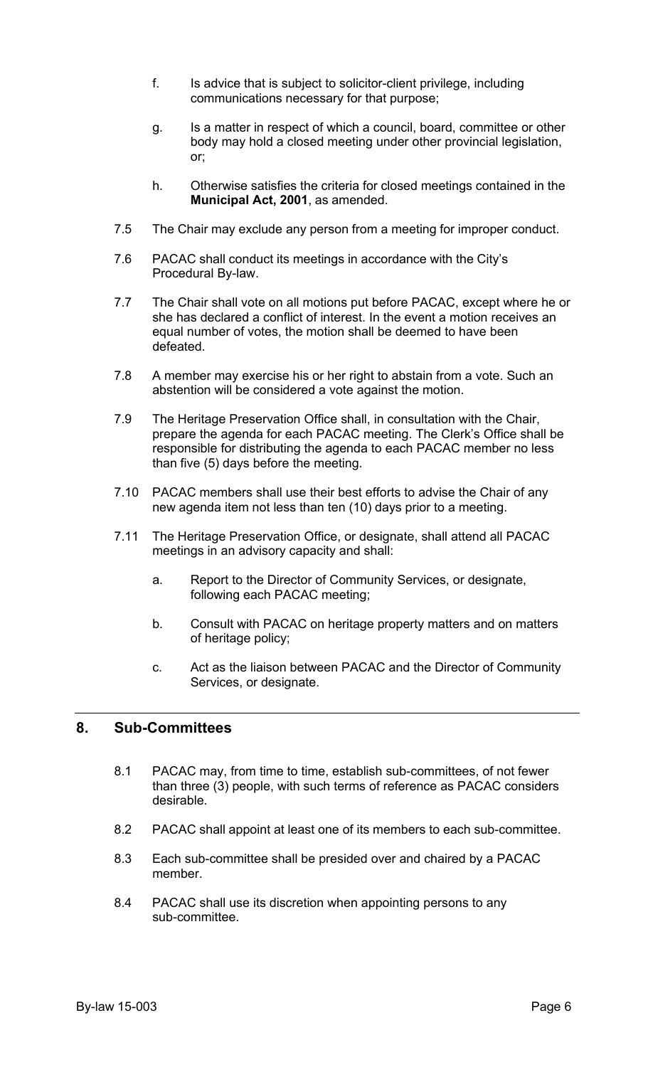f. Is advice that is subject to solicitor-client privilege, including communications necessary for that purpose;

g. Is a matter in respect of which a council, board, committee or other body may hold a closed meeting under other provincial legislation, or;

h. Otherwise satisfies the criteria for closed meetings contained in the **Municipal Act, 2001**, as amended.

7.5 The Chair may exclude any person from a meeting for improper conduct.

7.6 PACAC shall conduct its meetings in accordance with the City's Procedural By-law.

7.7 The Chair shall vote on all motions put before PACAC, except where he or she has declared a conflict of interest. In the event a motion receives an equal number of votes, the motion shall be deemed to have been defeated.

7.8 A member may exercise his or her right to abstain from a vote. Such an abstention will be considered a vote against the motion.

7.9 The Heritage Preservation Office shall, in consultation with the Chair, prepare the agenda for each PACAC meeting. The Clerk's Office shall be responsible for distributing the agenda to each PACAC member no less than five (5) days before the meeting.

7.10 PACAC members shall use their best efforts to advise the Chair of any new agenda item not less than ten (10) days prior to a meeting.

7.11 The Heritage Preservation Office, or designate, shall attend all PACAC meetings in an advisory capacity and shall:

a. Report to the Director of Community Services, or designate, following each PACAC meeting;

b. Consult with PACAC on heritage property matters and on matters of heritage policy;

c. Act as the liaison between PACAC and the Director of Community Services, or designate.

## 8. Sub-Committees

8.1 PACAC may, from time to time, establish sub-committees, of not fewer than three (3) people, with such terms of reference as PACAC considers desirable.

8.2 PACAC shall appoint at least one of its members to each sub-committee.

8.3 Each sub-committee shall be presided over and chaired by a PACAC member.

8.4 PACAC shall use its discretion when appointing persons to any sub-committee.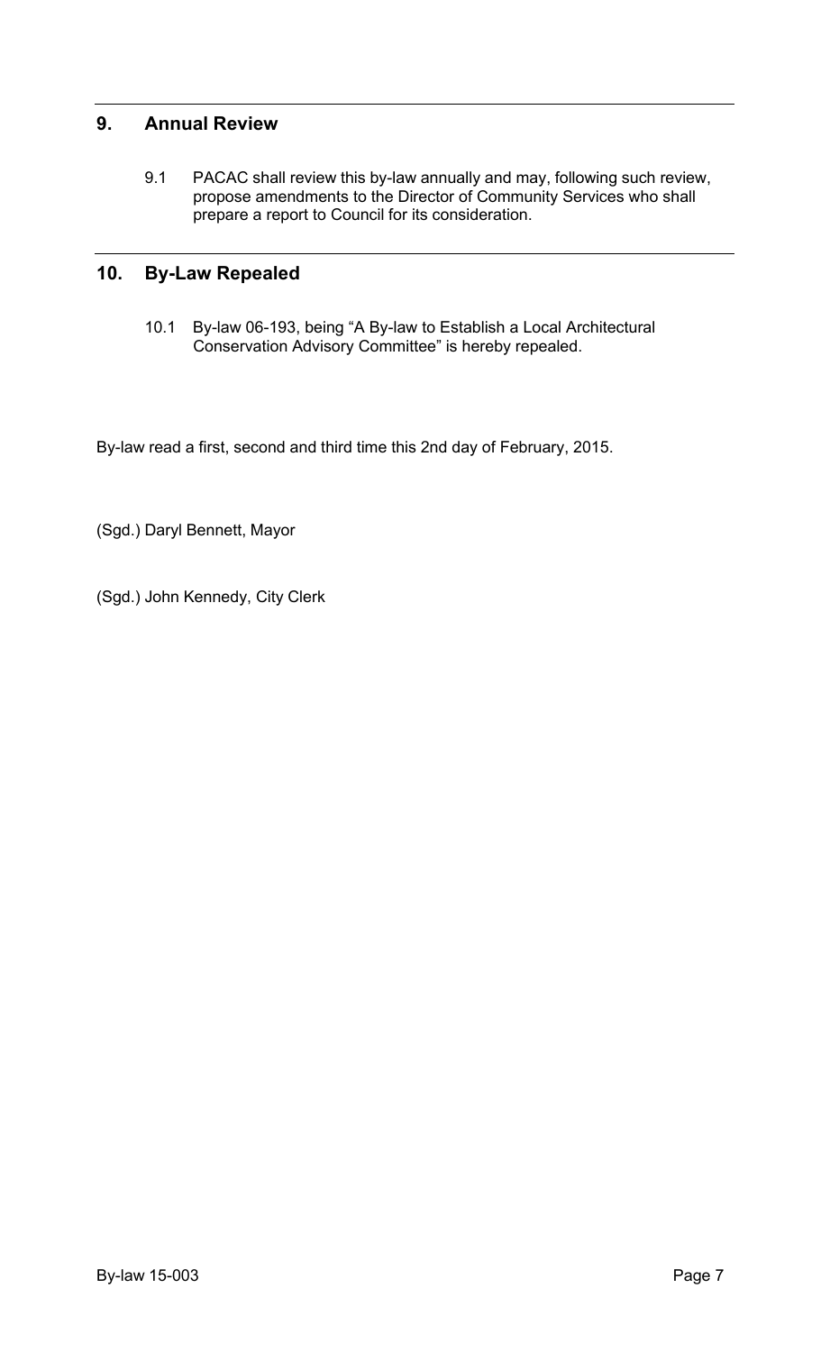## 9. Annual Review

9.1 PACAC shall review this by-law annually and may, following such review, propose amendments to the Director of Community Services who shall prepare a report to Council for its consideration.

## 10. By-Law Repealed

10.1 By-law 06-193, being "A By-law to Establish a Local Architectural Conservation Advisory Committee" is hereby repealed.

By-law read a first, second and third time this 2nd day of February, 2015.

(Sgd.) Daryl Bennett, Mayor

(Sgd.) John Kennedy, City Clerk